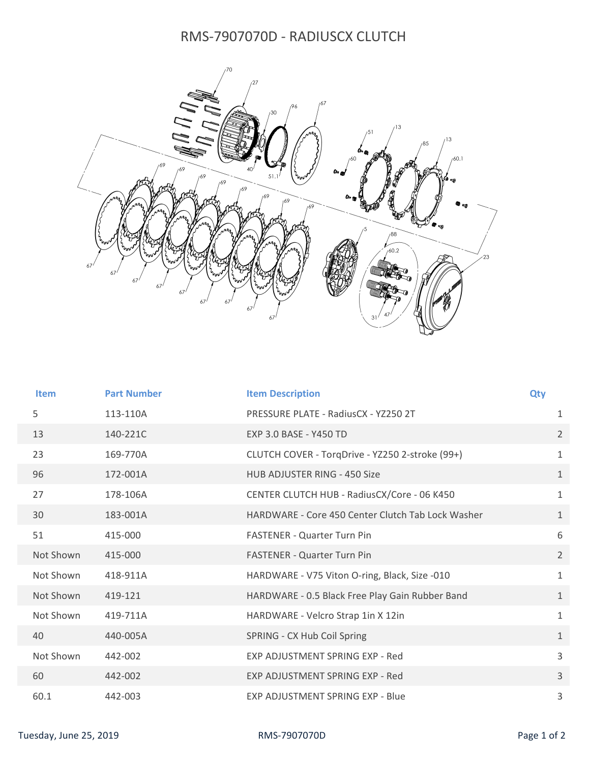# RMS-7907070D - RADIUSCX CLUTCH

| Item | Part Number | Item Description | Qty |
| --- | --- | --- | --- |
| 5 | 113-110A | PRESSURE PLATE - RadiusCX - YZ250 2T | 1 |
| 13 | 140-221C | EXP 3.0 BASE - Y450 TD | 2 |
| 23 | 169-770A | CLUTCH COVER - TorqDrive - YZ250 2-stroke (99+) | 1 |
| 96 | 172-001A | HUB ADJUSTER RING - 450 Size | 1 |
| 27 | 178-106A | CENTER CLUTCH HUB - RadiusCX/Core - 06 K450 | 1 |
| 30 | 183-001A | HARDWARE - Core 450 Center Clutch Tab Lock Washer | 1 |
| 51 | 415-000 | FASTENER - Quarter Turn Pin | 6 |
| Not Shown | 415-000 | FASTENER - Quarter Turn Pin | 2 |
| Not Shown | 418-911A | HARDWARE - V75 Viton O-ring, Black, Size -010 | 1 |
| Not Shown | 419-121 | HARDWARE - 0.5 Black Free Play Gain Rubber Band | 1 |
| Not Shown | 419-711A | HARDWARE - Velcro Strap 1in X 12in | 1 |
| 40 | 440-005A | SPRING - CX Hub Coil Spring | 1 |
| Not Shown | 442-002 | EXP ADJUSTMENT SPRING EXP - Red | 3 |
| 60 | 442-002 | EXP ADJUSTMENT SPRING EXP - Red | 3 |
| 60.1 | 442-003 | EXP ADJUSTMENT SPRING EXP - Blue | 3 |

Tuesday, June 25, 2019 RMS-7907070D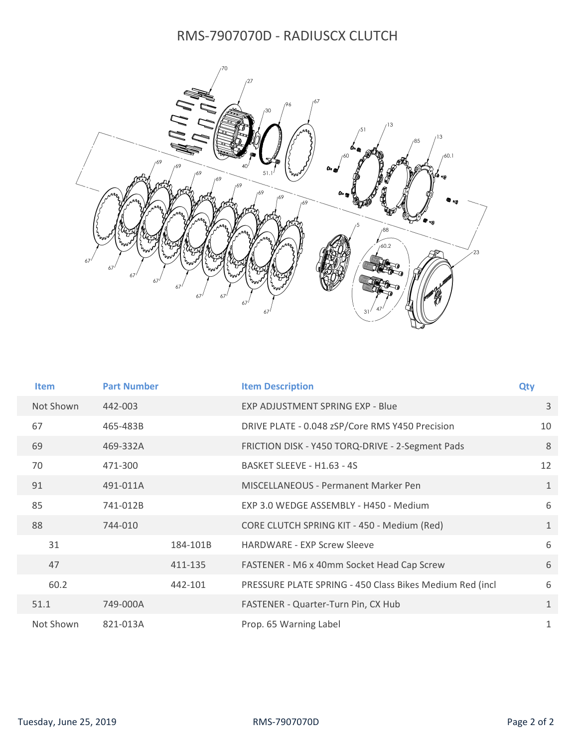# RMS-7907070D - RADIUSCX CLUTCH

70
27
30
96
67
51
13
85
13
60.1
60
40
51.1
69
69
69
69
69
69
69
69
5
88
60.2
23
67
67
67
67
67
67
67
67
67
31
47

| Item | Part Number | | Item Description | Qty |
|---|---|---|---|---|
| Not Shown | 442-003 | | EXP ADJUSTMENT SPRING EXP - Blue | 3 |
| 67 | 465-483B | | DRIVE PLATE - 0.048 zSP/Core RMS Y450 Precision | 10 |
| 69 | 469-332A | | FRICTION DISK - Y450 TORQ-DRIVE - 2-Segment Pads | 8 |
| 70 | 471-300 | | BASKET SLEEVE - H1.63 - 4S | 12 |
| 91 | 491-011A | | MISCELLANEOUS - Permanent Marker Pen | 1 |
| 85 | 741-012B | | EXP 3.0 WEDGE ASSEMBLY - H450 - Medium | 6 |
| 88 | 744-010 | | CORE CLUTCH SPRING KIT - 450 - Medium (Red) | 1 |
| 31 | | 184-101B | HARDWARE - EXP Screw Sleeve | 6 |
| 47 | | 411-135 | FASTENER - M6 x 40mm Socket Head Cap Screw | 6 |
| 60.2 | | 442-101 | PRESSURE PLATE SPRING - 450 Class Bikes Medium Red (incl | 6 |
| 51.1 | 749-000A | | FASTENER - Quarter-Turn Pin, CX Hub | 1 |
| Not Shown | 821-013A | | Prop. 65 Warning Label | 1 |

Tuesday, June 25, 2019